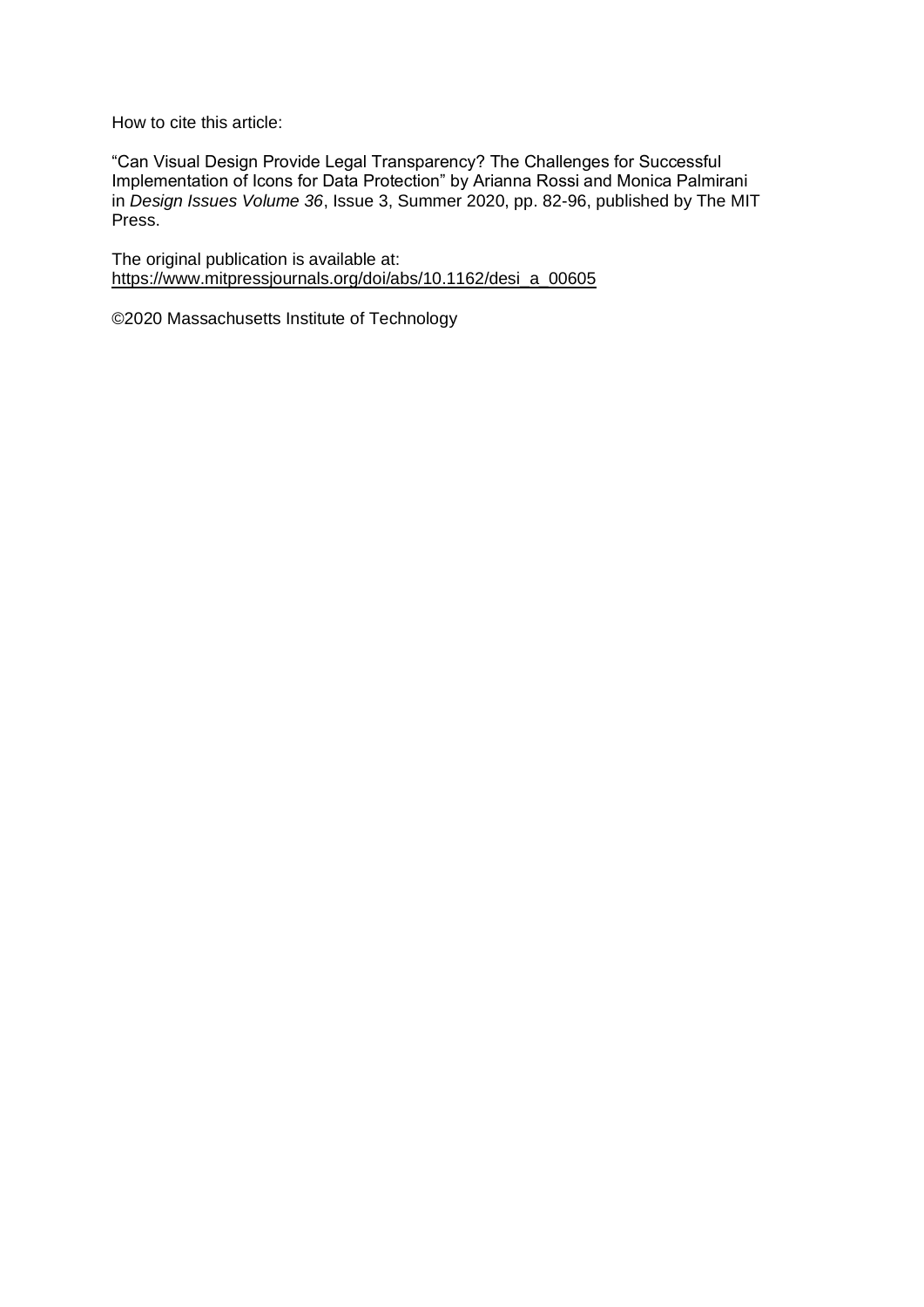How to cite this article:

"Can Visual Design Provide Legal Transparency? The Challenges for Successful Implementation of Icons for Data Protection" by Arianna Rossi and Monica Palmirani in *Design Issues Volume 36*, Issue 3, Summer 2020, pp. 82-96, published by The MIT Press.

The original publication is available at:
https://www.mitpressjournals.org/doi/abs/10.1162/desi_a_00605

©2020 Massachusetts Institute of Technology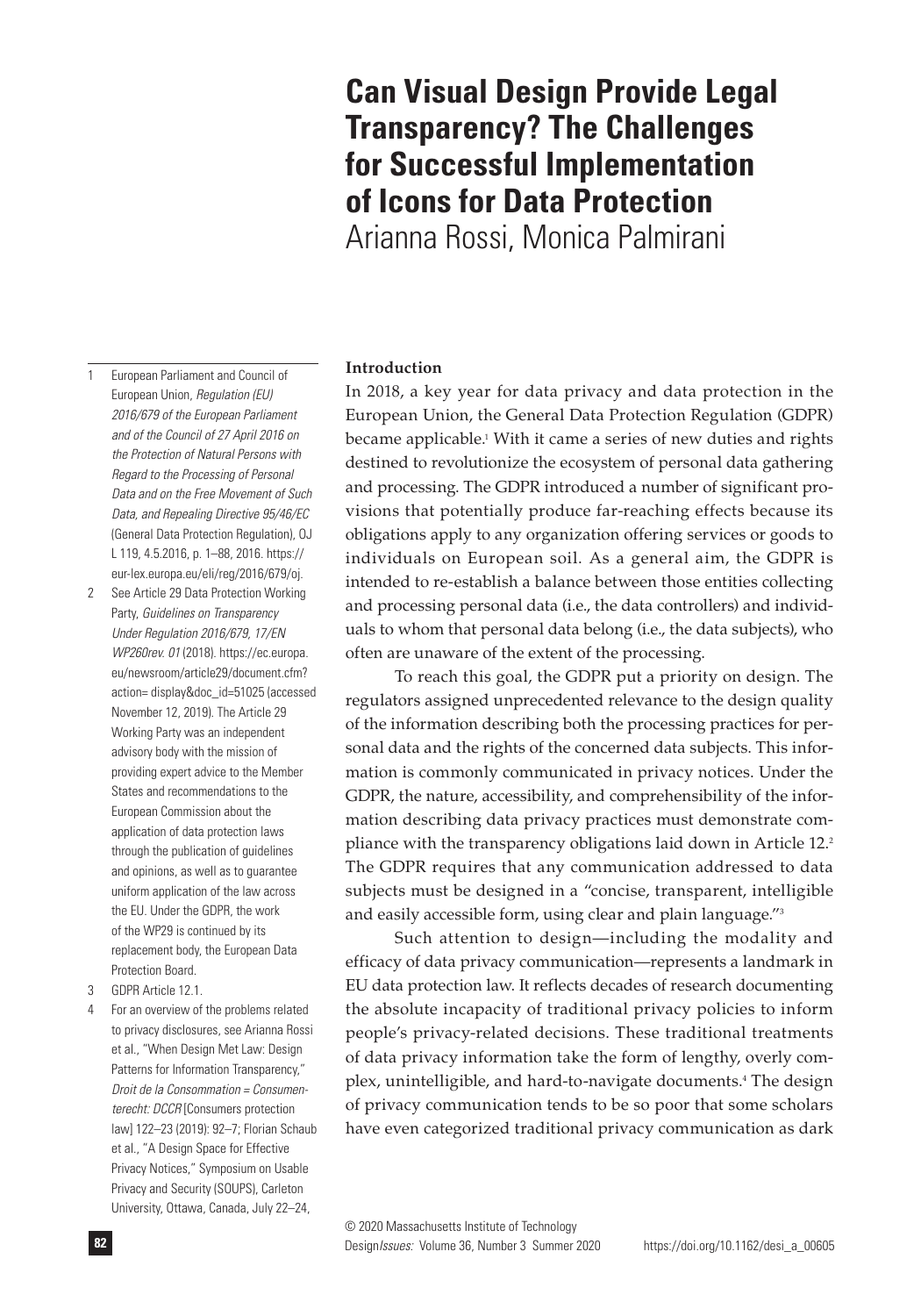# Can Visual Design Provide Legal Transparency? The Challenges for Successful Implementation of Icons for Data Protection

Arianna Rossi, Monica Palmirani

## Introduction

In 2018, a key year for data privacy and data protection in the European Union, the General Data Protection Regulation (GDPR) became applicable.[1] With it came a series of new duties and rights destined to revolutionize the ecosystem of personal data gathering and processing. The GDPR introduced a number of significant provisions that potentially produce far-reaching effects because its obligations apply to any organization offering services or goods to individuals on European soil. As a general aim, the GDPR is intended to re-establish a balance between those entities collecting and processing personal data (i.e., the data controllers) and individuals to whom that personal data belong (i.e., the data subjects), who often are unaware of the extent of the processing.

To reach this goal, the GDPR put a priority on design. The regulators assigned unprecedented relevance to the design quality of the information describing both the processing practices for personal data and the rights of the concerned data subjects. This information is commonly communicated in privacy notices. Under the GDPR, the nature, accessibility, and comprehensibility of the information describing data privacy practices must demonstrate compliance with the transparency obligations laid down in Article 12.[2] The GDPR requires that any communication addressed to data subjects must be designed in a "concise, transparent, intelligible and easily accessible form, using clear and plain language."[3]

Such attention to design—including the modality and efficacy of data privacy communication—represents a landmark in EU data protection law. It reflects decades of research documenting the absolute incapacity of traditional privacy policies to inform people's privacy-related decisions. These traditional treatments of data privacy information take the form of lengthy, overly complex, unintelligible, and hard-to-navigate documents.[4] The design of privacy communication tends to be so poor that some scholars have even categorized traditional privacy communication as dark

---

1 European Parliament and Council of European Union, *Regulation (EU) 2016/679 of the European Parliament and of the Council of 27 April 2016 on the Protection of Natural Persons with Regard to the Processing of Personal Data and on the Free Movement of Such Data, and Repealing Directive 95/46/EC* (General Data Protection Regulation), OJ L 119, 4.5.2016, p. 1–88, 2016. https://eur-lex.europa.eu/eli/reg/2016/679/oj.

2 See Article 29 Data Protection Working Party, *Guidelines on Transparency Under Regulation 2016/679, 17/EN WP260rev. 01* (2018). https://ec.europa.eu/newsroom/article29/document.cfm?action= display&doc_id=51025 (accessed November 12, 2019). The Article 29 Working Party was an independent advisory body with the mission of providing expert advice to the Member States and recommendations to the European Commission about the application of data protection laws through the publication of guidelines and opinions, as well as to guarantee uniform application of the law across the EU. Under the GDPR, the work of the WP29 is continued by its replacement body, the European Data Protection Board.

3 GDPR Article 12.1.

4 For an overview of the problems related to privacy disclosures, see Arianna Rossi et al., "When Design Met Law: Design Patterns for Information Transparency," *Droit de la Consommation = Consumenterecht: DCCR* [Consumers protection law] 122–23 (2019): 92–7; Florian Schaub et al., "A Design Space for Effective Privacy Notices," Symposium on Usable Privacy and Security (SOUPS), Carleton University, Ottawa, Canada, July 22–24,

© 2020 Massachusetts Institute of Technology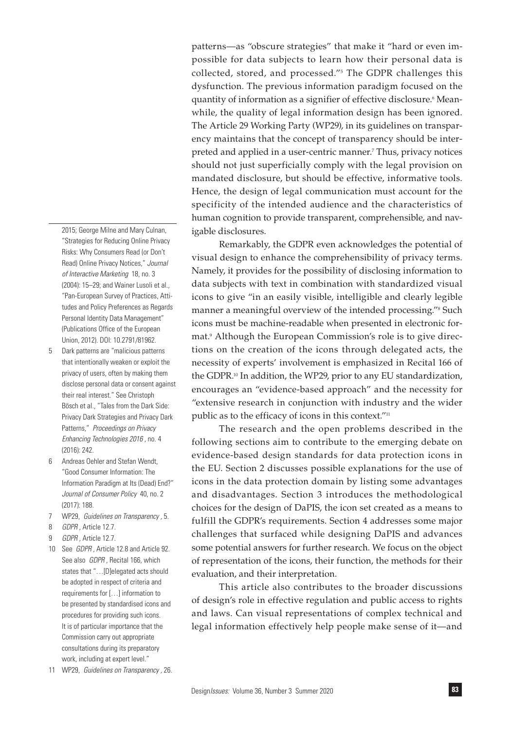patterns—as "obscure strategies" that make it "hard or even impossible for data subjects to learn how their personal data is collected, stored, and processed."[5] The GDPR challenges this dysfunction. The previous information paradigm focused on the quantity of information as a signifier of effective disclosure.[6] Meanwhile, the quality of legal information design has been ignored. The Article 29 Working Party (WP29), in its guidelines on transparency maintains that the concept of transparency should be interpreted and applied in a user-centric manner.[7] Thus, privacy notices should not just superficially comply with the legal provision on mandated disclosure, but should be effective, informative tools. Hence, the design of legal communication must account for the specificity of the intended audience and the characteristics of human cognition to provide transparent, comprehensible, and navigable disclosures.

Remarkably, the GDPR even acknowledges the potential of visual design to enhance the comprehensibility of privacy terms. Namely, it provides for the possibility of disclosing information to data subjects with text in combination with standardized visual icons to give "in an easily visible, intelligible and clearly legible manner a meaningful overview of the intended processing."[8] Such icons must be machine-readable when presented in electronic format.[9] Although the European Commission's role is to give directions on the creation of the icons through delegated acts, the necessity of experts' involvement is emphasized in Recital 166 of the GDPR.[10] In addition, the WP29, prior to any EU standardization, encourages an "evidence-based approach" and the necessity for "extensive research in conjunction with industry and the wider public as to the efficacy of icons in this context."[11]

The research and the open problems described in the following sections aim to contribute to the emerging debate on evidence-based design standards for data protection icons in the EU. Section 2 discusses possible explanations for the use of icons in the data protection domain by listing some advantages and disadvantages. Section 3 introduces the methodological choices for the design of DaPIS, the icon set created as a means to fulfill the GDPR's requirements. Section 4 addresses some major challenges that surfaced while designing DaPIS and advances some potential answers for further research. We focus on the object of representation of the icons, their function, the methods for their evaluation, and their interpretation.

This article also contributes to the broader discussions of design's role in effective regulation and public access to rights and laws. Can visual representations of complex technical and legal information effectively help people make sense of it—and

---

2015; George Milne and Mary Culnan, "Strategies for Reducing Online Privacy Risks: Why Consumers Read (or Don't Read) Online Privacy Notices," *Journal of Interactive Marketing* 18, no. 3 (2004): 15–29; and Wainer Lusoli et al., "Pan-European Survey of Practices, Attitudes and Policy Preferences as Regards Personal Identity Data Management" (Publications Office of the European Union, 2012). DOI: 10.2791/81962.

5 Dark patterns are "malicious patterns that intentionally weaken or exploit the privacy of users, often by making them disclose personal data or consent against their real interest." See Christoph Bösch et al., "Tales from the Dark Side: Privacy Dark Strategies and Privacy Dark Patterns," *Proceedings on Privacy Enhancing Technologies 2016*, no. 4 (2016): 242.

6 Andreas Oehler and Stefan Wendt, "Good Consumer Information: The Information Paradigm at Its (Dead) End?" *Journal of Consumer Policy* 40, no. 2 (2017): 188.

7 WP29, *Guidelines on Transparency*, 5.

8 *GDPR*, Article 12.7.

9 *GDPR*, Article 12.7.

10 See *GDPR*, Article 12.8 and Article 92. See also *GDPR*, Recital 166, which states that "…[D]elegated acts should be adopted in respect of criteria and requirements for […] information to be presented by standardised icons and procedures for providing such icons. It is of particular importance that the Commission carry out appropriate consultations during its preparatory work, including at expert level."

11 WP29, *Guidelines on Transparency*, 26.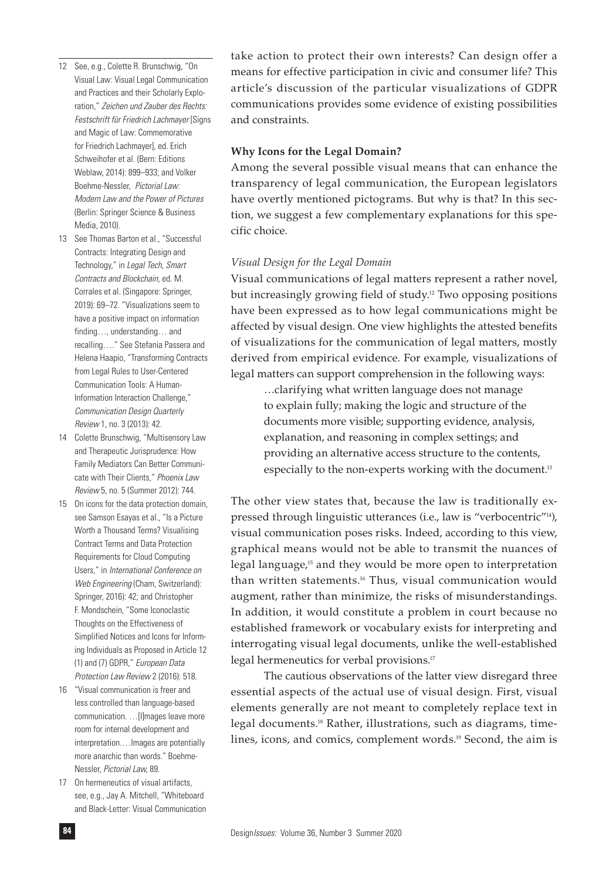take action to protect their own interests? Can design offer a means for effective participation in civic and consumer life? This article's discussion of the particular visualizations of GDPR communications provides some evidence of existing possibilities and constraints.

**Why Icons for the Legal Domain?**

Among the several possible visual means that can enhance the transparency of legal communication, the European legislators have overtly mentioned pictograms. But why is that? In this section, we suggest a few complementary explanations for this specific choice.

*Visual Design for the Legal Domain*

Visual communications of legal matters represent a rather novel, but increasingly growing field of study.[12] Two opposing positions have been expressed as to how legal communications might be affected by visual design. One view highlights the attested benefits of visualizations for the communication of legal matters, mostly derived from empirical evidence. For example, visualizations of legal matters can support comprehension in the following ways:

> …clarifying what written language does not manage to explain fully; making the logic and structure of the documents more visible; supporting evidence, analysis, explanation, and reasoning in complex settings; and providing an alternative access structure to the contents, especially to the non-experts working with the document.[13]

The other view states that, because the law is traditionally expressed through linguistic utterances (i.e., law is "verbocentric"[14]), visual communication poses risks. Indeed, according to this view, graphical means would not be able to transmit the nuances of legal language,[15] and they would be more open to interpretation than written statements.[16] Thus, visual communication would augment, rather than minimize, the risks of misunderstandings. In addition, it would constitute a problem in court because no established framework or vocabulary exists for interpreting and interrogating visual legal documents, unlike the well-established legal hermeneutics for verbal provisions.[17]

The cautious observations of the latter view disregard three essential aspects of the actual use of visual design. First, visual elements generally are not meant to completely replace text in legal documents.[18] Rather, illustrations, such as diagrams, timelines, icons, and comics, complement words.[19] Second, the aim is

---

12 See, e.g., Colette R. Brunschwig, "On Visual Law: Visual Legal Communication and Practices and their Scholarly Exploration," *Zeichen und Zauber des Rechts: Festschrift für Friedrich Lachmayer* [Signs and Magic of Law: Commemorative for Friedrich Lachmayer], ed. Erich Schweihofer et al. (Bern: Editions Weblaw, 2014): 899–933; and Volker Boehme-Nessler, *Pictorial Law: Modern Law and the Power of Pictures* (Berlin: Springer Science & Business Media, 2010).

13 See Thomas Barton et al., "Successful Contracts: Integrating Design and Technology," in *Legal Tech, Smart Contracts and Blockchain*, ed. M. Corrales et al. (Singapore: Springer, 2019): 69–72. "Visualizations seem to have a positive impact on information finding…, understanding… and recalling…." See Stefania Passera and Helena Haapio, "Transforming Contracts from Legal Rules to User-Centered Communication Tools: A Human-Information Interaction Challenge," *Communication Design Quarterly Review* 1, no. 3 (2013): 42.

14 Colette Brunschwig, "Multisensory Law and Therapeutic Jurisprudence: How Family Mediators Can Better Communicate with Their Clients," *Phoenix Law Review* 5, no. 5 (Summer 2012): 744.

15 On icons for the data protection domain, see Samson Esayas et al., "Is a Picture Worth a Thousand Terms? Visualising Contract Terms and Data Protection Requirements for Cloud Computing Users," in *International Conference on Web Engineering* (Cham, Switzerland): Springer, 2016): 42; and Christopher F. Mondschein, "Some Iconoclastic Thoughts on the Effectiveness of Simplified Notices and Icons for Informing Individuals as Proposed in Article 12 (1) and (7) GDPR," *European Data Protection Law Review* 2 (2016): 518.

16 "Visual communication is freer and less controlled than language-based communication. …[I]mages leave more room for internal development and interpretation.…Images are potentially more anarchic than words." Boehme-Nessler, *Pictorial Law*, 89.

17 On hermeneutics of visual artifacts, see, e.g., Jay A. Mitchell, "Whiteboard and Black-Letter: Visual Communication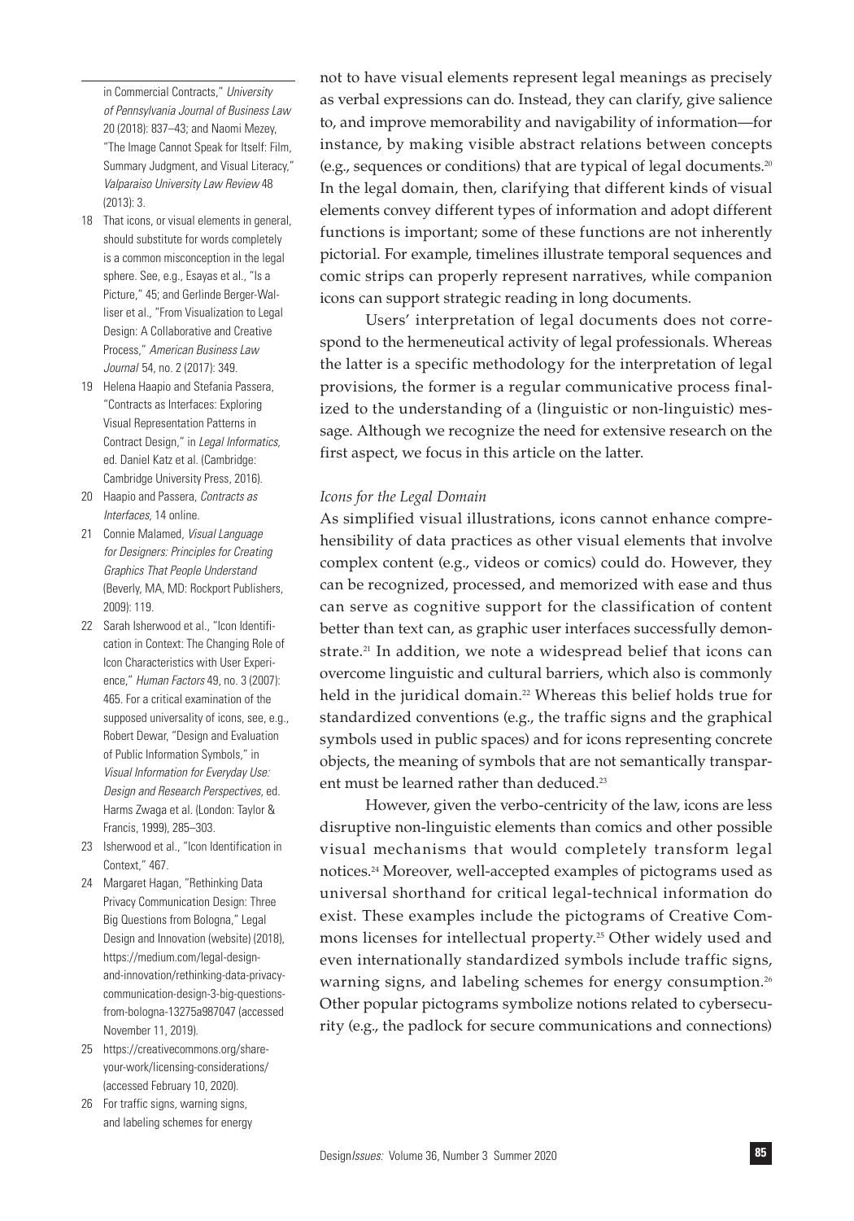not to have visual elements represent legal meanings as precisely as verbal expressions can do. Instead, they can clarify, give salience to, and improve memorability and navigability of information—for instance, by making visible abstract relations between concepts (e.g., sequences or conditions) that are typical of legal documents.[20] In the legal domain, then, clarifying that different kinds of visual elements convey different types of information and adopt different functions is important; some of these functions are not inherently pictorial. For example, timelines illustrate temporal sequences and comic strips can properly represent narratives, while companion icons can support strategic reading in long documents.

Users' interpretation of legal documents does not correspond to the hermeneutical activity of legal professionals. Whereas the latter is a specific methodology for the interpretation of legal provisions, the former is a regular communicative process finalized to the understanding of a (linguistic or non-linguistic) message. Although we recognize the need for extensive research on the first aspect, we focus in this article on the latter.

### *Icons for the Legal Domain*

As simplified visual illustrations, icons cannot enhance comprehensibility of data practices as other visual elements that involve complex content (e.g., videos or comics) could do. However, they can be recognized, processed, and memorized with ease and thus can serve as cognitive support for the classification of content better than text can, as graphic user interfaces successfully demonstrate.[21] In addition, we note a widespread belief that icons can overcome linguistic and cultural barriers, which also is commonly held in the juridical domain.[22] Whereas this belief holds true for standardized conventions (e.g., the traffic signs and the graphical symbols used in public spaces) and for icons representing concrete objects, the meaning of symbols that are not semantically transparent must be learned rather than deduced.[23]

However, given the verbo-centricity of the law, icons are less disruptive non-linguistic elements than comics and other possible visual mechanisms that would completely transform legal notices.[24] Moreover, well-accepted examples of pictograms used as universal shorthand for critical legal-technical information do exist. These examples include the pictograms of Creative Commons licenses for intellectual property.[25] Other widely used and even internationally standardized symbols include traffic signs, warning signs, and labeling schemes for energy consumption.[26] Other popular pictograms symbolize notions related to cybersecurity (e.g., the padlock for secure communications and connections)

---

in Commercial Contracts," *University of Pennsylvania Journal of Business Law* 20 (2018): 837–43; and Naomi Mezey, "The Image Cannot Speak for Itself: Film, Summary Judgment, and Visual Literacy," *Valparaiso University Law Review* 48 (2013): 3.

18 That icons, or visual elements in general, should substitute for words completely is a common misconception in the legal sphere. See, e.g., Esayas et al., "Is a Picture," 45; and Gerlinde Berger-Walliser et al., "From Visualization to Legal Design: A Collaborative and Creative Process," *American Business Law Journal* 54, no. 2 (2017): 349.

19 Helena Haapio and Stefania Passera, "Contracts as Interfaces: Exploring Visual Representation Patterns in Contract Design," in *Legal Informatics*, ed. Daniel Katz et al. (Cambridge: Cambridge University Press, 2016).

20 Haapio and Passera, *Contracts as Interfaces*, 14 online.

21 Connie Malamed, *Visual Language for Designers: Principles for Creating Graphics That People Understand* (Beverly, MA, MD: Rockport Publishers, 2009): 119.

22 Sarah Isherwood et al., "Icon Identification in Context: The Changing Role of Icon Characteristics with User Experience," *Human Factors* 49, no. 3 (2007): 465. For a critical examination of the supposed universality of icons, see, e.g., Robert Dewar, "Design and Evaluation of Public Information Symbols," in *Visual Information for Everyday Use: Design and Research Perspectives*, ed. Harms Zwaga et al. (London: Taylor & Francis, 1999), 285–303.

23 Isherwood et al., "Icon Identification in Context," 467.

24 Margaret Hagan, "Rethinking Data Privacy Communication Design: Three Big Questions from Bologna," Legal Design and Innovation (website) (2018), https://medium.com/legal-design-and-innovation/rethinking-data-privacy-communication-design-3-big-questions-from-bologna-13275a987047 (accessed November 11, 2019).

25 https://creativecommons.org/share-your-work/licensing-considerations/ (accessed February 10, 2020).

26 For traffic signs, warning signs, and labeling schemes for energy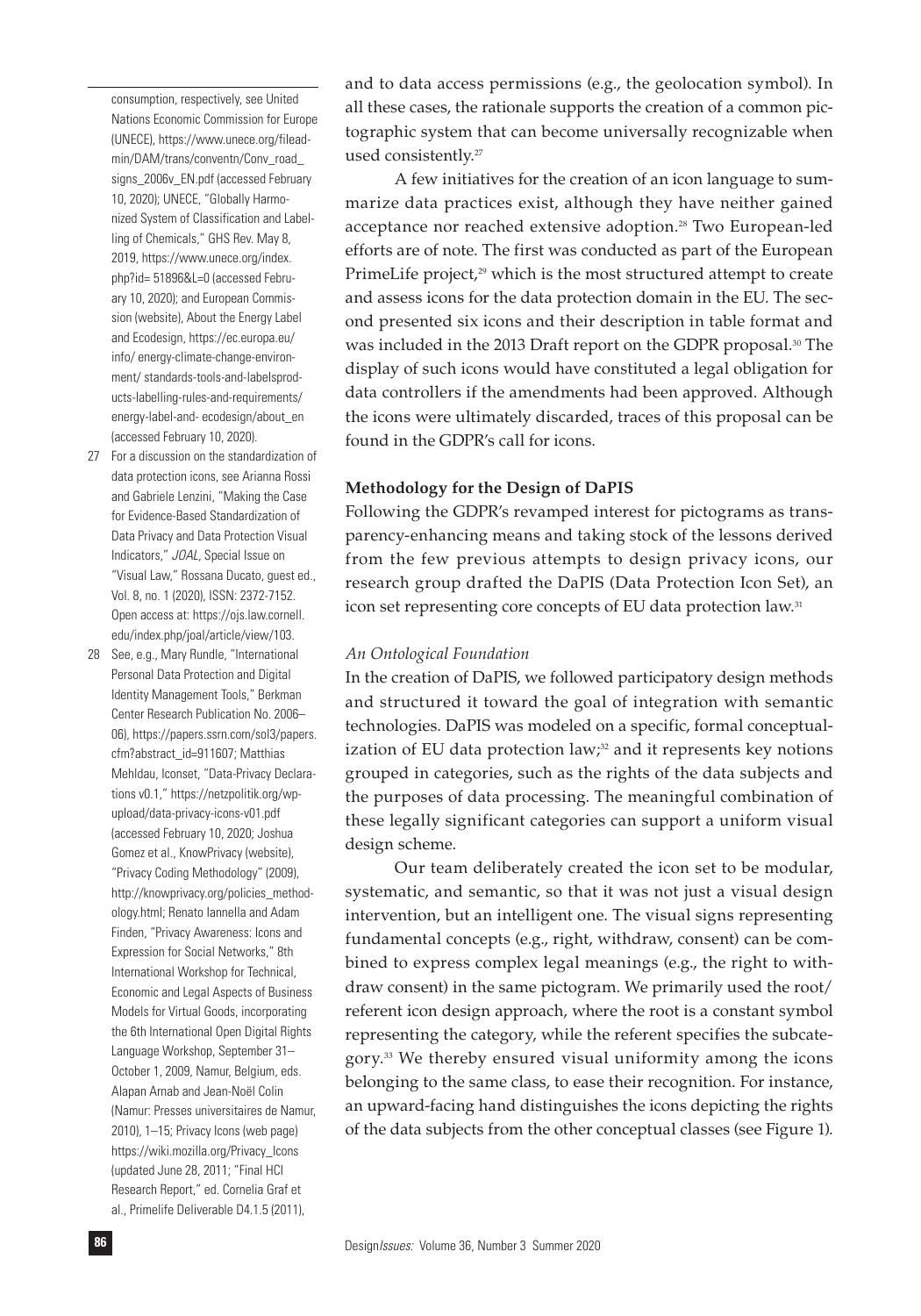and to data access permissions (e.g., the geolocation symbol). In all these cases, the rationale supports the creation of a common pictographic system that can become universally recognizable when used consistently.[27]

A few initiatives for the creation of an icon language to summarize data practices exist, although they have neither gained acceptance nor reached extensive adoption.[28] Two European-led efforts are of note. The first was conducted as part of the European PrimeLife project,[29] which is the most structured attempt to create and assess icons for the data protection domain in the EU. The second presented six icons and their description in table format and was included in the 2013 Draft report on the GDPR proposal.[30] The display of such icons would have constituted a legal obligation for data controllers if the amendments had been approved. Although the icons were ultimately discarded, traces of this proposal can be found in the GDPR's call for icons.

**Methodology for the Design of DaPIS**

Following the GDPR's revamped interest for pictograms as transparency-enhancing means and taking stock of the lessons derived from the few previous attempts to design privacy icons, our research group drafted the DaPIS (Data Protection Icon Set), an icon set representing core concepts of EU data protection law.[31]

*An Ontological Foundation*

In the creation of DaPIS, we followed participatory design methods and structured it toward the goal of integration with semantic technologies. DaPIS was modeled on a specific, formal conceptualization of EU data protection law;[32] and it represents key notions grouped in categories, such as the rights of the data subjects and the purposes of data processing. The meaningful combination of these legally significant categories can support a uniform visual design scheme.

Our team deliberately created the icon set to be modular, systematic, and semantic, so that it was not just a visual design intervention, but an intelligent one. The visual signs representing fundamental concepts (e.g., right, withdraw, consent) can be combined to express complex legal meanings (e.g., the right to withdraw consent) in the same pictogram. We primarily used the root/referent icon design approach, where the root is a constant symbol representing the category, while the referent specifies the subcategory.[33] We thereby ensured visual uniformity among the icons belonging to the same class, to ease their recognition. For instance, an upward-facing hand distinguishes the icons depicting the rights of the data subjects from the other conceptual classes (see Figure 1).

---

consumption, respectively, see United Nations Economic Commission for Europe (UNECE), https://www.unece.org/fileadmin/DAM/trans/conventn/Conv_road_signs_2006v_EN.pdf (accessed February 10, 2020); UNECE, "Globally Harmonized System of Classification and Labelling of Chemicals," GHS Rev. May 8, 2019, https://www.unece.org/index.php?id= 51896&L=0 (accessed February 10, 2020); and European Commission (website), About the Energy Label and Ecodesign, https://ec.europa.eu/info/ energy-climate-change-environment/ standards-tools-and-labelsproducts-labelling-rules-and-requirements/energy-label-and- ecodesign/about_en (accessed February 10, 2020).

27 For a discussion on the standardization of data protection icons, see Arianna Rossi and Gabriele Lenzini, "Making the Case for Evidence-Based Standardization of Data Privacy and Data Protection Visual Indicators," *JOAL*, Special Issue on "Visual Law," Rossana Ducato, guest ed., Vol. 8, no. 1 (2020), ISSN: 2372-7152. Open access at: https://ojs.law.cornell.edu/index.php/joal/article/view/103.

28 See, e.g., Mary Rundle, "International Personal Data Protection and Digital Identity Management Tools," Berkman Center Research Publication No. 2006–06), https://papers.ssrn.com/sol3/papers.cfm?abstract_id=911607; Matthias Mehldau, Iconset, "Data-Privacy Declarations v0.1," https://netzpolitik.org/wp-upload/data-privacy-icons-v01.pdf (accessed February 10, 2020; Joshua Gomez et al., KnowPrivacy (website), "Privacy Coding Methodology" (2009), http://knowprivacy.org/policies_methodology.html; Renato Iannella and Adam Finden, "Privacy Awareness: Icons and Expression for Social Networks," 8th International Workshop for Technical, Economic and Legal Aspects of Business Models for Virtual Goods, incorporating the 6th International Open Digital Rights Language Workshop, September 31–October 1, 2009, Namur, Belgium, eds. Alapan Arnab and Jean-Noël Colin (Namur: Presses universitaires de Namur, 2010), 1–15; Privacy Icons (web page) https://wiki.mozilla.org/Privacy_Icons (updated June 28, 2011; "Final HCI Research Report," ed. Cornelia Graf et al., Primelife Deliverable D4.1.5 (2011),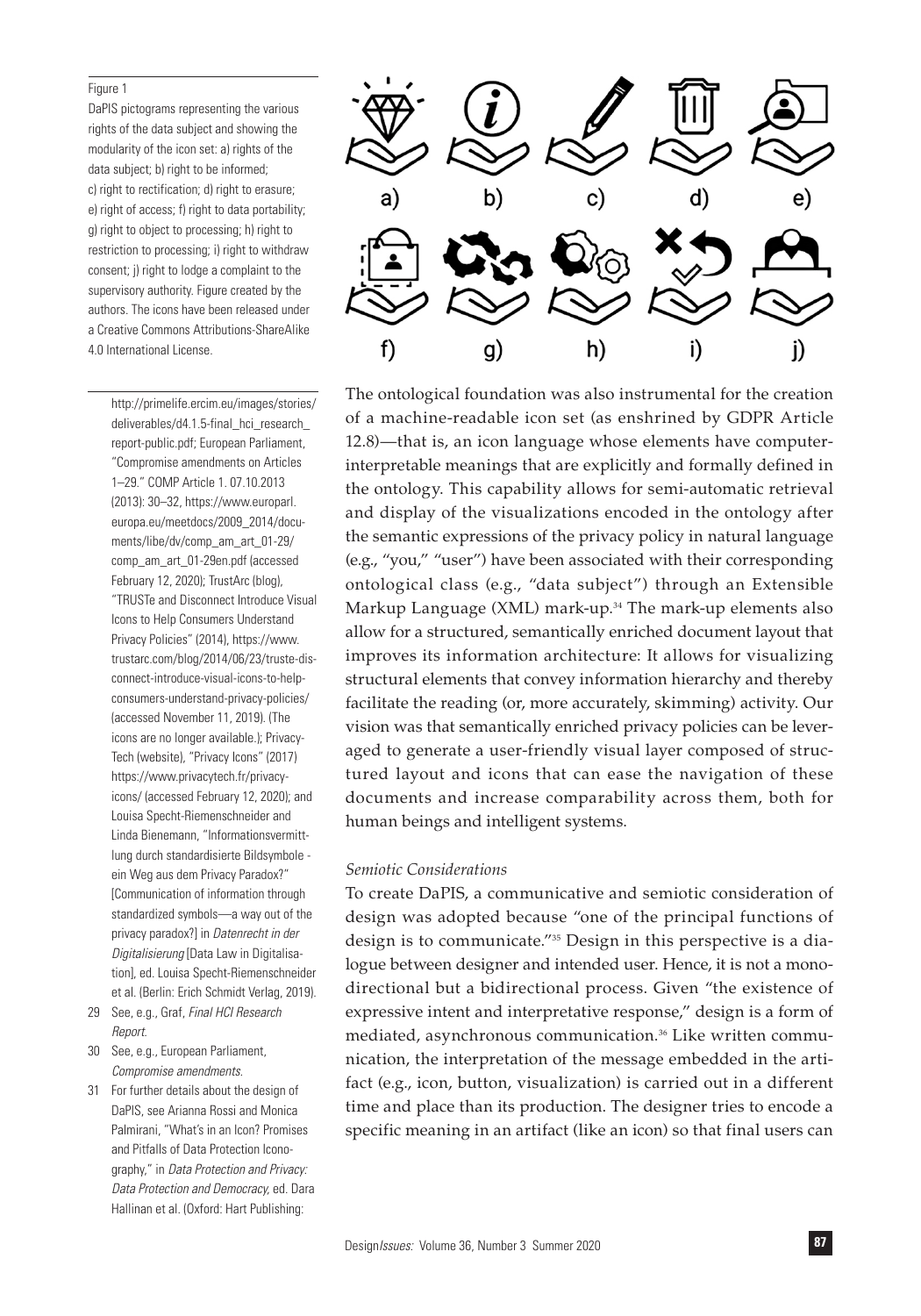Figure 1

DaPIS pictograms representing the various rights of the data subject and showing the modularity of the icon set: a) rights of the data subject; b) right to be informed; c) right to rectification; d) right to erasure; e) right of access; f) right to data portability; g) right to object to processing; h) right to restriction to processing; i) right to withdraw consent; j) right to lodge a complaint to the supervisory authority. Figure created by the authors. The icons have been released under a Creative Commons Attributions-ShareAlike 4.0 International License.

The ontological foundation was also instrumental for the creation of a machine-readable icon set (as enshrined by GDPR Article 12.8)—that is, an icon language whose elements have computer-interpretable meanings that are explicitly and formally defined in the ontology. This capability allows for semi-automatic retrieval and display of the visualizations encoded in the ontology after the semantic expressions of the privacy policy in natural language (e.g., "you," "user") have been associated with their corresponding ontological class (e.g., "data subject") through an Extensible Markup Language (XML) mark-up.[34] The mark-up elements also allow for a structured, semantically enriched document layout that improves its information architecture: It allows for visualizing structural elements that convey information hierarchy and thereby facilitate the reading (or, more accurately, skimming) activity. Our vision was that semantically enriched privacy policies can be leveraged to generate a user-friendly visual layer composed of structured layout and icons that can ease the navigation of these documents and increase comparability across them, both for human beings and intelligent systems.

*Semiotic Considerations*

To create DaPIS, a communicative and semiotic consideration of design was adopted because "one of the principal functions of design is to communicate."[35] Design in this perspective is a dialogue between designer and intended user. Hence, it is not a monodirectional but a bidirectional process. Given "the existence of expressive intent and interpretative response," design is a form of mediated, asynchronous communication.[36] Like written communication, the interpretation of the message embedded in the artifact (e.g., icon, button, visualization) is carried out in a different time and place than its production. The designer tries to encode a specific meaning in an artifact (like an icon) so that final users can

http://primelife.ercim.eu/images/stories/deliverables/d4.1.5-final_hci_research_report-public.pdf; European Parliament, "Compromise amendments on Articles 1–29." COMP Article 1. 07.10.2013 (2013): 30–32, https://www.europarl.europa.eu/meetdocs/2009_2014/documents/libe/dv/comp_am_art_01-29/comp_am_art_01-29en.pdf (accessed February 12, 2020); TrustArc (blog), "TRUSTe and Disconnect Introduce Visual Icons to Help Consumers Understand Privacy Policies" (2014), https://www.trustarc.com/blog/2014/06/23/truste-disconnect-introduce-visual-icons-to-help-consumers-understand-privacy-policies/ (accessed November 11, 2019). (The icons are no longer available.); Privacy-Tech (website), "Privacy Icons" (2017) https://www.privacytech.fr/privacy-icons/ (accessed February 12, 2020); and Louisa Specht-Riemenschneider and Linda Bienemann, "Informationsvermittlung durch standardisierte Bildsymbole - ein Weg aus dem Privacy Paradox?" [Communication of information through standardized symbols—a way out of the privacy paradox?] in *Datenrecht in der Digitalisierung* [Data Law in Digitalisation], ed. Louisa Specht-Riemenschneider et al. (Berlin: Erich Schmidt Verlag, 2019).

29 See, e.g., Graf, *Final HCI Research Report*.

30 See, e.g., European Parliament, *Compromise amendments*.

31 For further details about the design of DaPIS, see Arianna Rossi and Monica Palmirani, "What's in an Icon? Promises and Pitfalls of Data Protection Iconography," in *Data Protection and Privacy: Data Protection and Democracy*, ed. Dara Hallinan et al. (Oxford: Hart Publishing: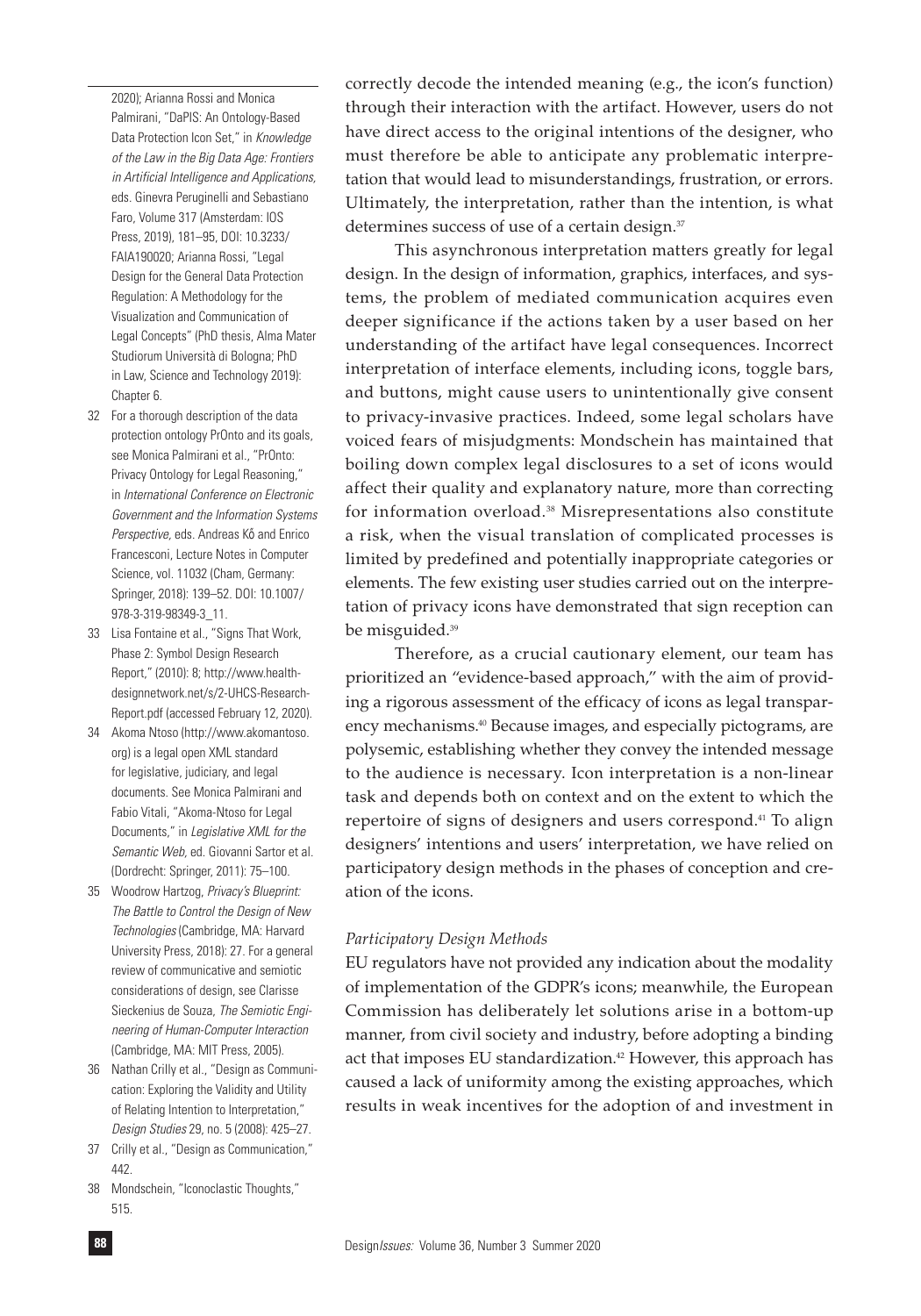correctly decode the intended meaning (e.g., the icon's function) through their interaction with the artifact. However, users do not have direct access to the original intentions of the designer, who must therefore be able to anticipate any problematic interpretation that would lead to misunderstandings, frustration, or errors. Ultimately, the interpretation, rather than the intention, is what determines success of use of a certain design.[37]

This asynchronous interpretation matters greatly for legal design. In the design of information, graphics, interfaces, and systems, the problem of mediated communication acquires even deeper significance if the actions taken by a user based on her understanding of the artifact have legal consequences. Incorrect interpretation of interface elements, including icons, toggle bars, and buttons, might cause users to unintentionally give consent to privacy-invasive practices. Indeed, some legal scholars have voiced fears of misjudgments: Mondschein has maintained that boiling down complex legal disclosures to a set of icons would affect their quality and explanatory nature, more than correcting for information overload.[38] Misrepresentations also constitute a risk, when the visual translation of complicated processes is limited by predefined and potentially inappropriate categories or elements. The few existing user studies carried out on the interpretation of privacy icons have demonstrated that sign reception can be misguided.[39]

Therefore, as a crucial cautionary element, our team has prioritized an "evidence-based approach," with the aim of providing a rigorous assessment of the efficacy of icons as legal transparency mechanisms.[40] Because images, and especially pictograms, are polysemic, establishing whether they convey the intended message to the audience is necessary. Icon interpretation is a non-linear task and depends both on context and on the extent to which the repertoire of signs of designers and users correspond.[41] To align designers' intentions and users' interpretation, we have relied on participatory design methods in the phases of conception and creation of the icons.

### *Participatory Design Methods*

EU regulators have not provided any indication about the modality of implementation of the GDPR's icons; meanwhile, the European Commission has deliberately let solutions arise in a bottom-up manner, from civil society and industry, before adopting a binding act that imposes EU standardization.[42] However, this approach has caused a lack of uniformity among the existing approaches, which results in weak incentives for the adoption of and investment in

---

2020); Arianna Rossi and Monica Palmirani, "DaPIS: An Ontology-Based Data Protection Icon Set," in *Knowledge of the Law in the Big Data Age: Frontiers in Artificial Intelligence and Applications*, eds. Ginevra Peruginelli and Sebastiano Faro, Volume 317 (Amsterdam: IOS Press, 2019), 181–95, DOI: 10.3233/FAIA190020; Arianna Rossi, "Legal Design for the General Data Protection Regulation: A Methodology for the Visualization and Communication of Legal Concepts" (PhD thesis, Alma Mater Studiorum Università di Bologna; PhD in Law, Science and Technology 2019): Chapter 6.

32 For a thorough description of the data protection ontology PrOnto and its goals, see Monica Palmirani et al., "PrOnto: Privacy Ontology for Legal Reasoning," in *International Conference on Electronic Government and the Information Systems Perspective*, eds. Andreas Kő and Enrico Francesconi, Lecture Notes in Computer Science, vol. 11032 (Cham, Germany: Springer, 2018): 139–52. DOI: 10.1007/978-3-319-98349-3_11.

33 Lisa Fontaine et al., "Signs That Work, Phase 2: Symbol Design Research Report," (2010): 8; http://www.healthdesignnetwork.net/s/2-UHCS-Research-Report.pdf (accessed February 12, 2020).

34 Akoma Ntoso (http://www.akomantoso.org) is a legal open XML standard for legislative, judiciary, and legal documents. See Monica Palmirani and Fabio Vitali, "Akoma-Ntoso for Legal Documents," in *Legislative XML for the Semantic Web*, ed. Giovanni Sartor et al. (Dordrecht: Springer, 2011): 75–100.

35 Woodrow Hartzog, *Privacy's Blueprint: The Battle to Control the Design of New Technologies* (Cambridge, MA: Harvard University Press, 2018): 27. For a general review of communicative and semiotic considerations of design, see Clarisse Sieckenius de Souza, *The Semiotic Engineering of Human-Computer Interaction* (Cambridge, MA: MIT Press, 2005).

36 Nathan Crilly et al., "Design as Communication: Exploring the Validity and Utility of Relating Intention to Interpretation," *Design Studies* 29, no. 5 (2008): 425–27.

37 Crilly et al., "Design as Communication," 442.

38 Mondschein, "Iconoclastic Thoughts," 515.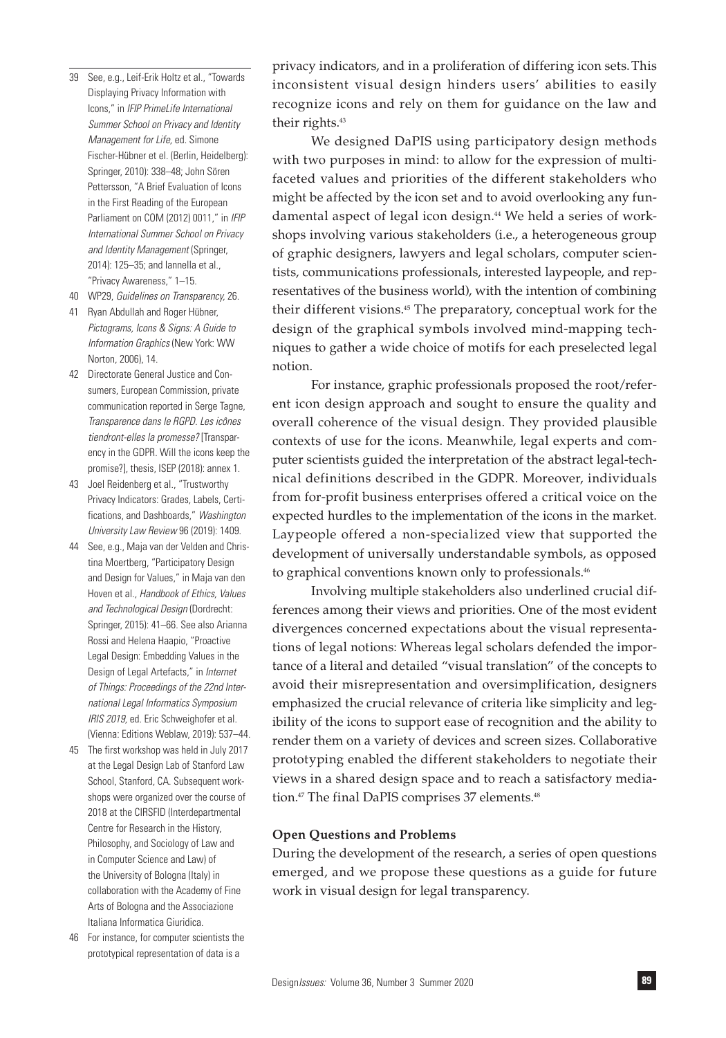privacy indicators, and in a proliferation of differing icon sets. This inconsistent visual design hinders users' abilities to easily recognize icons and rely on them for guidance on the law and their rights.[43]

We designed DaPIS using participatory design methods with two purposes in mind: to allow for the expression of multi-faceted values and priorities of the different stakeholders who might be affected by the icon set and to avoid overlooking any fundamental aspect of legal icon design.[44] We held a series of workshops involving various stakeholders (i.e., a heterogeneous group of graphic designers, lawyers and legal scholars, computer scientists, communications professionals, interested laypeople, and representatives of the business world), with the intention of combining their different visions.[45] The preparatory, conceptual work for the design of the graphical symbols involved mind-mapping techniques to gather a wide choice of motifs for each preselected legal notion.

For instance, graphic professionals proposed the root/referent icon design approach and sought to ensure the quality and overall coherence of the visual design. They provided plausible contexts of use for the icons. Meanwhile, legal experts and computer scientists guided the interpretation of the abstract legal-technical definitions described in the GDPR. Moreover, individuals from for-profit business enterprises offered a critical voice on the expected hurdles to the implementation of the icons in the market. Laypeople offered a non-specialized view that supported the development of universally understandable symbols, as opposed to graphical conventions known only to professionals.[46]

Involving multiple stakeholders also underlined crucial differences among their views and priorities. One of the most evident divergences concerned expectations about the visual representations of legal notions: Whereas legal scholars defended the importance of a literal and detailed "visual translation" of the concepts to avoid their misrepresentation and oversimplification, designers emphasized the crucial relevance of criteria like simplicity and legibility of the icons to support ease of recognition and the ability to render them on a variety of devices and screen sizes. Collaborative prototyping enabled the different stakeholders to negotiate their views in a shared design space and to reach a satisfactory mediation.[47] The final DaPIS comprises 37 elements.[48]

**Open Questions and Problems**

During the development of the research, a series of open questions emerged, and we propose these questions as a guide for future work in visual design for legal transparency.

---

39 See, e.g., Leif-Erik Holtz et al., "Towards Displaying Privacy Information with Icons," in *IFIP PrimeLife International Summer School on Privacy and Identity Management for Life*, ed. Simone Fischer-Hübner et el. (Berlin, Heidelberg): Springer, 2010): 338–48; John Sören Pettersson, "A Brief Evaluation of Icons in the First Reading of the European Parliament on COM (2012) 0011," in *IFIP International Summer School on Privacy and Identity Management* (Springer, 2014): 125–35; and Iannella et al., "Privacy Awareness," 1–15.

40 WP29, *Guidelines on Transparency*, 26.

41 Ryan Abdullah and Roger Hübner, *Pictograms, Icons & Signs: A Guide to Information Graphics* (New York: WW Norton, 2006), 14.

42 Directorate General Justice and Consumers, European Commission, private communication reported in Serge Tagne, *Transparence dans le RGPD. Les icônes tiendront-elles la promesse?* [Transparency in the GDPR. Will the icons keep the promise?], thesis, ISEP (2018): annex 1.

43 Joel Reidenberg et al., "Trustworthy Privacy Indicators: Grades, Labels, Certifications, and Dashboards," *Washington University Law Review* 96 (2019): 1409.

44 See, e.g., Maja van der Velden and Christina Moertberg, "Participatory Design and Design for Values," in Maja van den Hoven et al., *Handbook of Ethics, Values and Technological Design* (Dordrecht: Springer, 2015): 41–66. See also Arianna Rossi and Helena Haapio, "Proactive Legal Design: Embedding Values in the Design of Legal Artefacts," in *Internet of Things: Proceedings of the 22nd International Legal Informatics Symposium IRIS 2019*, ed. Eric Schweighofer et al. (Vienna: Editions Weblaw, 2019): 537–44.

45 The first workshop was held in July 2017 at the Legal Design Lab of Stanford Law School, Stanford, CA. Subsequent workshops were organized over the course of 2018 at the CIRSFID (Interdepartmental Centre for Research in the History, Philosophy, and Sociology of Law and in Computer Science and Law) of the University of Bologna (Italy) in collaboration with the Academy of Fine Arts of Bologna and the Associazione Italiana Informatica Giuridica.

46 For instance, for computer scientists the prototypical representation of data is a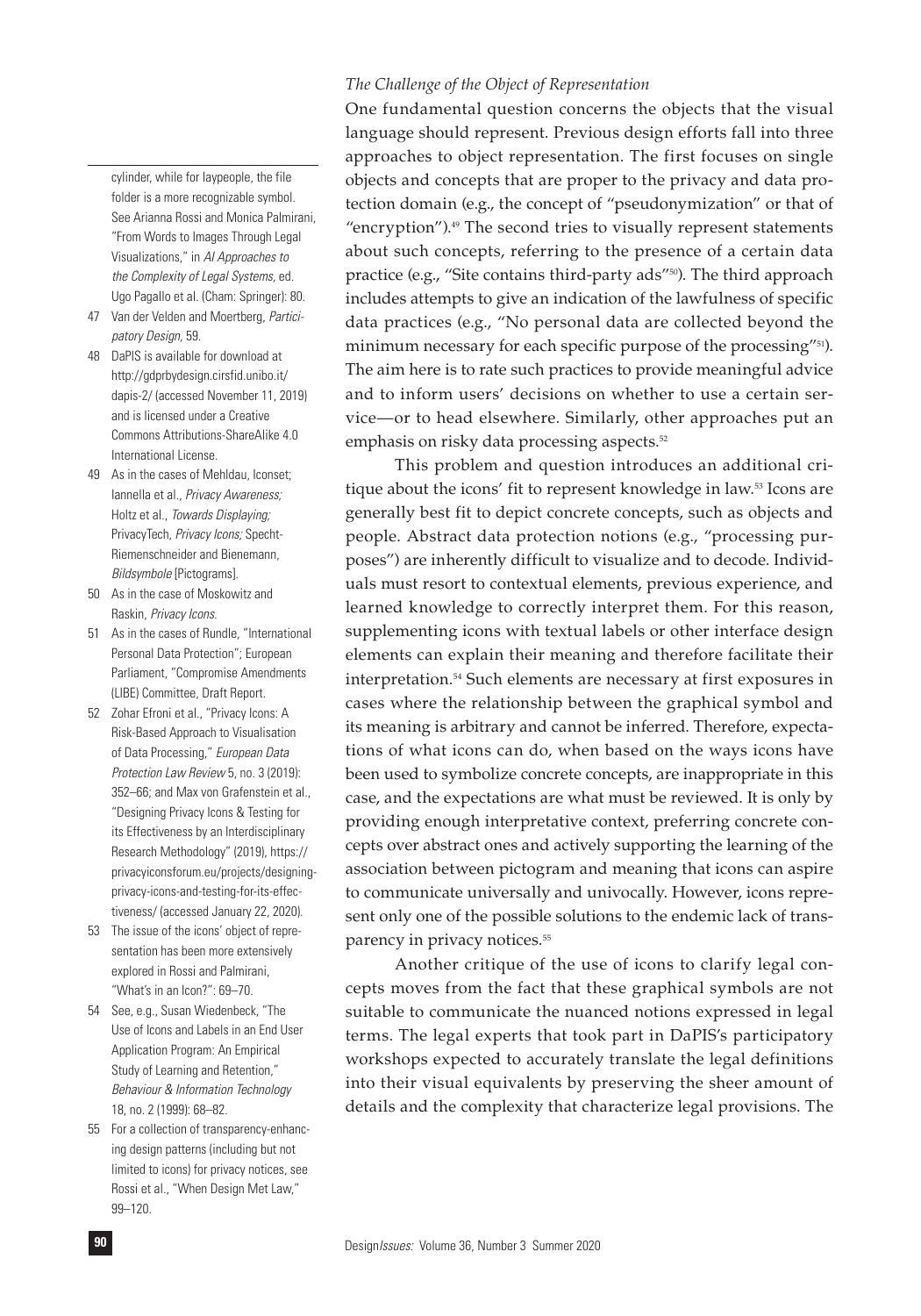### *The Challenge of the Object of Representation*

One fundamental question concerns the objects that the visual language should represent. Previous design efforts fall into three approaches to object representation. The first focuses on single objects and concepts that are proper to the privacy and data protection domain (e.g., the concept of "pseudonymization" or that of "encryption").[49] The second tries to visually represent statements about such concepts, referring to the presence of a certain data practice (e.g., "Site contains third-party ads"[50]). The third approach includes attempts to give an indication of the lawfulness of specific data practices (e.g., "No personal data are collected beyond the minimum necessary for each specific purpose of the processing"[51]). The aim here is to rate such practices to provide meaningful advice and to inform users' decisions on whether to use a certain service—or to head elsewhere. Similarly, other approaches put an emphasis on risky data processing aspects.[52]

This problem and question introduces an additional critique about the icons' fit to represent knowledge in law.[53] Icons are generally best fit to depict concrete concepts, such as objects and people. Abstract data protection notions (e.g., "processing purposes") are inherently difficult to visualize and to decode. Individuals must resort to contextual elements, previous experience, and learned knowledge to correctly interpret them. For this reason, supplementing icons with textual labels or other interface design elements can explain their meaning and therefore facilitate their interpretation.[54] Such elements are necessary at first exposures in cases where the relationship between the graphical symbol and its meaning is arbitrary and cannot be inferred. Therefore, expectations of what icons can do, when based on the ways icons have been used to symbolize concrete concepts, are inappropriate in this case, and the expectations are what must be reviewed. It is only by providing enough interpretative context, preferring concrete concepts over abstract ones and actively supporting the learning of the association between pictogram and meaning that icons can aspire to communicate universally and univocally. However, icons represent only one of the possible solutions to the endemic lack of transparency in privacy notices.[55]

Another critique of the use of icons to clarify legal concepts moves from the fact that these graphical symbols are not suitable to communicate the nuanced notions expressed in legal terms. The legal experts that took part in DaPIS's participatory workshops expected to accurately translate the legal definitions into their visual equivalents by preserving the sheer amount of details and the complexity that characterize legal provisions. The

---

cylinder, while for laypeople, the file folder is a more recognizable symbol. See Arianna Rossi and Monica Palmirani, "From Words to Images Through Legal Visualizations," in *AI Approaches to the Complexity of Legal Systems*, ed. Ugo Pagallo et al. (Cham: Springer): 80.

47 Van der Velden and Moertberg, *Participatory Design*, 59.

48 DaPIS is available for download at http://gdprbydesign.cirsfid.unibo.it/dapis-2/ (accessed November 11, 2019) and is licensed under a Creative Commons Attributions-ShareAlike 4.0 International License.

49 As in the cases of Mehldau, Iconset; Iannella et al., *Privacy Awareness;* Holtz et al., *Towards Displaying;* PrivacyTech, *Privacy Icons;* Specht-Riemenschneider and Bienemann, *Bildsymbole* [Pictograms].

50 As in the case of Moskowitz and Raskin, *Privacy Icons.*

51 As in the cases of Rundle, "International Personal Data Protection"; European Parliament, "Compromise Amendments (LIBE) Committee, Draft Report.

52 Zohar Efroni et al., "Privacy Icons: A Risk-Based Approach to Visualisation of Data Processing," *European Data Protection Law Review* 5, no. 3 (2019): 352–66; and Max von Grafenstein et al., "Designing Privacy Icons & Testing for its Effectiveness by an Interdisciplinary Research Methodology" (2019), https://privacyiconsforum.eu/projects/designing-privacy-icons-and-testing-for-its-effectiveness/ (accessed January 22, 2020).

53 The issue of the icons' object of representation has been more extensively explored in Rossi and Palmirani, "What's in an Icon?": 69–70.

54 See, e.g., Susan Wiedenbeck, "The Use of Icons and Labels in an End User Application Program: An Empirical Study of Learning and Retention," *Behaviour & Information Technology* 18, no. 2 (1999): 68–82.

55 For a collection of transparency-enhancing design patterns (including but not limited to icons) for privacy notices, see Rossi et al., "When Design Met Law," 99–120.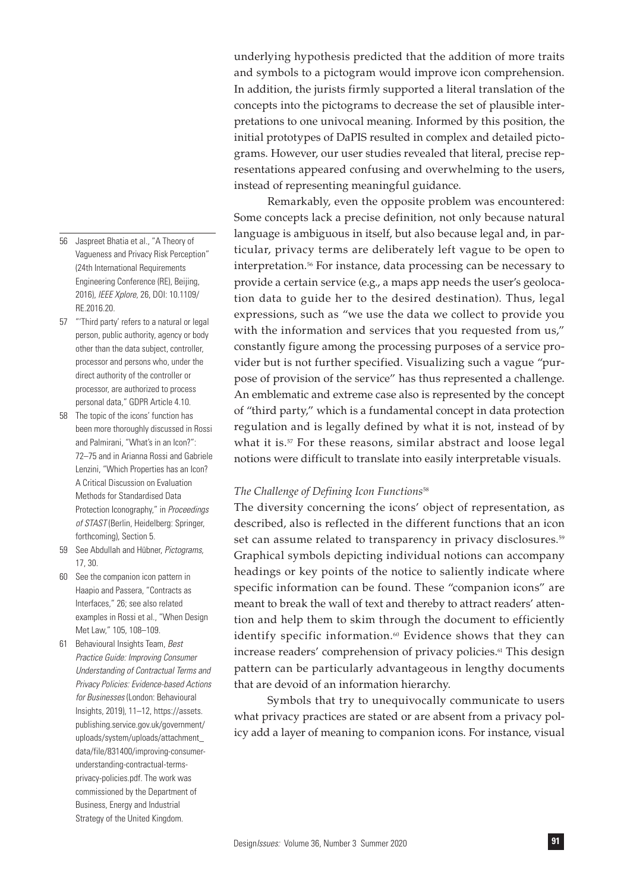underlying hypothesis predicted that the addition of more traits and symbols to a pictogram would improve icon comprehension. In addition, the jurists firmly supported a literal translation of the concepts into the pictograms to decrease the set of plausible interpretations to one univocal meaning. Informed by this position, the initial prototypes of DaPIS resulted in complex and detailed pictograms. However, our user studies revealed that literal, precise representations appeared confusing and overwhelming to the users, instead of representing meaningful guidance.

Remarkably, even the opposite problem was encountered: Some concepts lack a precise definition, not only because natural language is ambiguous in itself, but also because legal and, in particular, privacy terms are deliberately left vague to be open to interpretation.[56] For instance, data processing can be necessary to provide a certain service (e.g., a maps app needs the user's geolocation data to guide her to the desired destination). Thus, legal expressions, such as "we use the data we collect to provide you with the information and services that you requested from us," constantly figure among the processing purposes of a service provider but is not further specified. Visualizing such a vague "purpose of provision of the service" has thus represented a challenge. An emblematic and extreme case also is represented by the concept of "third party," which is a fundamental concept in data protection regulation and is legally defined by what it is not, instead of by what it is.[57] For these reasons, similar abstract and loose legal notions were difficult to translate into easily interpretable visuals.

### *The Challenge of Defining Icon Functions*[58]

The diversity concerning the icons' object of representation, as described, also is reflected in the different functions that an icon set can assume related to transparency in privacy disclosures.[59] Graphical symbols depicting individual notions can accompany headings or key points of the notice to saliently indicate where specific information can be found. These "companion icons" are meant to break the wall of text and thereby to attract readers' attention and help them to skim through the document to efficiently identify specific information.[60] Evidence shows that they can increase readers' comprehension of privacy policies.[61] This design pattern can be particularly advantageous in lengthy documents that are devoid of an information hierarchy.

Symbols that try to unequivocally communicate to users what privacy practices are stated or are absent from a privacy policy add a layer of meaning to companion icons. For instance, visual

---

56 Jaspreet Bhatia et al., "A Theory of Vagueness and Privacy Risk Perception" (24th International Requirements Engineering Conference (RE), Beijing, 2016), *IEEE Xplore*, 26, DOI: 10.1109/RE.2016.20.

57 "'Third party' refers to a natural or legal person, public authority, agency or body other than the data subject, controller, processor and persons who, under the direct authority of the controller or processor, are authorized to process personal data," GDPR Article 4.10.

58 The topic of the icons' function has been more thoroughly discussed in Rossi and Palmirani, "What's in an Icon?": 72–75 and in Arianna Rossi and Gabriele Lenzini, "Which Properties has an Icon? A Critical Discussion on Evaluation Methods for Standardised Data Protection Iconography," in *Proceedings of STAST* (Berlin, Heidelberg: Springer, forthcoming), Section 5.

59 See Abdullah and Hübner, *Pictograms*, 17, 30.

60 See the companion icon pattern in Haapio and Passera, "Contracts as Interfaces," 26; see also related examples in Rossi et al., "When Design Met Law," 105, 108–109.

61 Behavioural Insights Team, *Best Practice Guide: Improving Consumer Understanding of Contractual Terms and Privacy Policies: Evidence-based Actions for Businesses* (London: Behavioural Insights, 2019), 11–12, https://assets.publishing.service.gov.uk/government/uploads/system/uploads/attachment_data/file/831400/improving-consumer-understanding-contractual-terms-privacy-policies.pdf. The work was commissioned by the Department of Business, Energy and Industrial Strategy of the United Kingdom.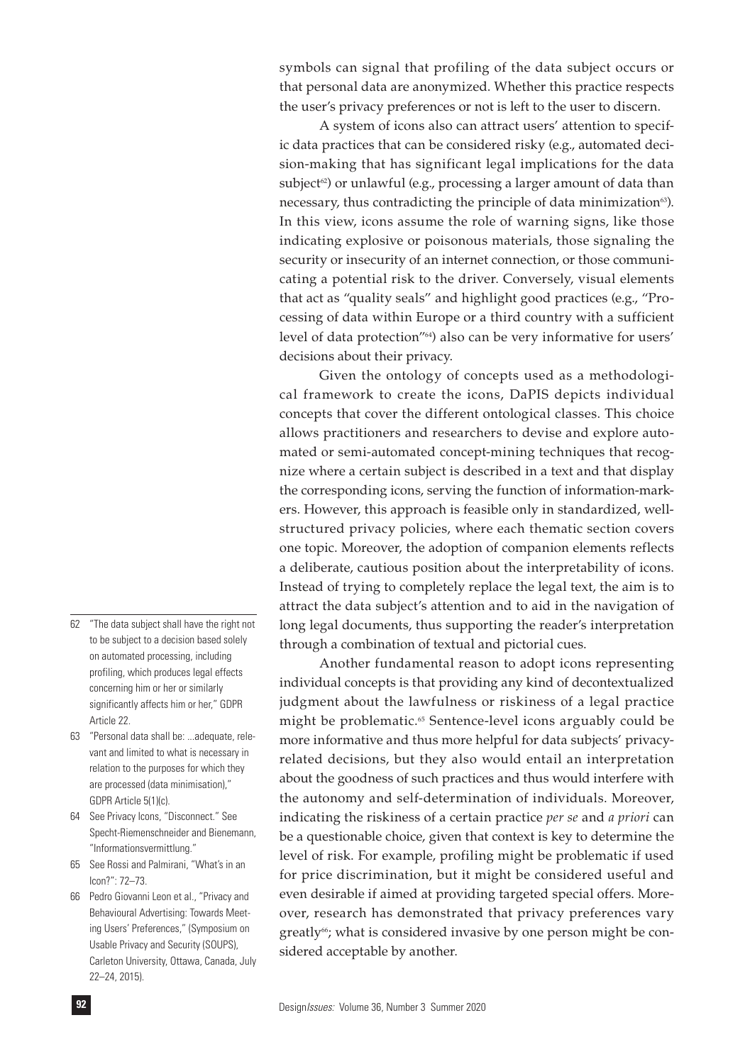symbols can signal that profiling of the data subject occurs or that personal data are anonymized. Whether this practice respects the user's privacy preferences or not is left to the user to discern.

A system of icons also can attract users' attention to specific data practices that can be considered risky (e.g., automated decision-making that has significant legal implications for the data subject[62]) or unlawful (e.g., processing a larger amount of data than necessary, thus contradicting the principle of data minimization[63]). In this view, icons assume the role of warning signs, like those indicating explosive or poisonous materials, those signaling the security or insecurity of an internet connection, or those communicating a potential risk to the driver. Conversely, visual elements that act as "quality seals" and highlight good practices (e.g., "Processing of data within Europe or a third country with a sufficient level of data protection"[64]) also can be very informative for users' decisions about their privacy.

Given the ontology of concepts used as a methodological framework to create the icons, DaPIS depicts individual concepts that cover the different ontological classes. This choice allows practitioners and researchers to devise and explore automated or semi-automated concept-mining techniques that recognize where a certain subject is described in a text and that display the corresponding icons, serving the function of information-markers. However, this approach is feasible only in standardized, well-structured privacy policies, where each thematic section covers one topic. Moreover, the adoption of companion elements reflects a deliberate, cautious position about the interpretability of icons. Instead of trying to completely replace the legal text, the aim is to attract the data subject's attention and to aid in the navigation of long legal documents, thus supporting the reader's interpretation through a combination of textual and pictorial cues.

Another fundamental reason to adopt icons representing individual concepts is that providing any kind of decontextualized judgment about the lawfulness or riskiness of a legal practice might be problematic.[65] Sentence-level icons arguably could be more informative and thus more helpful for data subjects' privacy-related decisions, but they also would entail an interpretation about the goodness of such practices and thus would interfere with the autonomy and self-determination of individuals. Moreover, indicating the riskiness of a certain practice *per se* and *a priori* can be a questionable choice, given that context is key to determine the level of risk. For example, profiling might be problematic if used for price discrimination, but it might be considered useful and even desirable if aimed at providing targeted special offers. Moreover, research has demonstrated that privacy preferences vary greatly[66]; what is considered invasive by one person might be considered acceptable by another.

---

62 "The data subject shall have the right not to be subject to a decision based solely on automated processing, including profiling, which produces legal effects concerning him or her or similarly significantly affects him or her," GDPR Article 22.

63 "Personal data shall be: ...adequate, relevant and limited to what is necessary in relation to the purposes for which they are processed (data minimisation)," GDPR Article 5(1)(c).

64 See Privacy Icons, "Disconnect." See Specht-Riemenschneider and Bienemann, "Informationsvermittlung."

65 See Rossi and Palmirani, "What's in an Icon?": 72–73.

66 Pedro Giovanni Leon et al., "Privacy and Behavioural Advertising: Towards Meeting Users' Preferences," (Symposium on Usable Privacy and Security (SOUPS), Carleton University, Ottawa, Canada, July 22–24, 2015).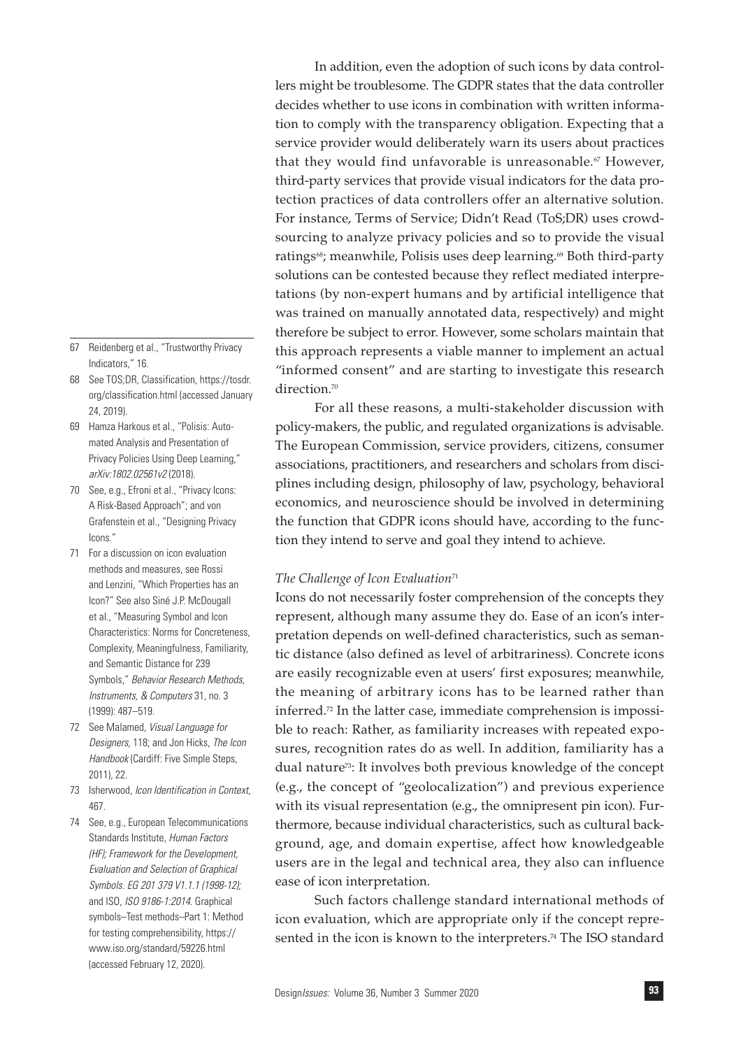In addition, even the adoption of such icons by data controllers might be troublesome. The GDPR states that the data controller decides whether to use icons in combination with written information to comply with the transparency obligation. Expecting that a service provider would deliberately warn its users about practices that they would find unfavorable is unreasonable.[67] However, third-party services that provide visual indicators for the data protection practices of data controllers offer an alternative solution. For instance, Terms of Service; Didn't Read (ToS;DR) uses crowdsourcing to analyze privacy policies and so to provide the visual ratings[68]; meanwhile, Polisis uses deep learning.[69] Both third-party solutions can be contested because they reflect mediated interpretations (by non-expert humans and by artificial intelligence that was trained on manually annotated data, respectively) and might therefore be subject to error. However, some scholars maintain that this approach represents a viable manner to implement an actual "informed consent" and are starting to investigate this research direction.[70]

For all these reasons, a multi-stakeholder discussion with policy-makers, the public, and regulated organizations is advisable. The European Commission, service providers, citizens, consumer associations, practitioners, and researchers and scholars from disciplines including design, philosophy of law, psychology, behavioral economics, and neuroscience should be involved in determining the function that GDPR icons should have, according to the function they intend to serve and goal they intend to achieve.

### *The Challenge of Icon Evaluation*[71]

Icons do not necessarily foster comprehension of the concepts they represent, although many assume they do. Ease of an icon's interpretation depends on well-defined characteristics, such as semantic distance (also defined as level of arbitrariness). Concrete icons are easily recognizable even at users' first exposures; meanwhile, the meaning of arbitrary icons has to be learned rather than inferred.[72] In the latter case, immediate comprehension is impossible to reach: Rather, as familiarity increases with repeated exposures, recognition rates do as well. In addition, familiarity has a dual nature[73]: It involves both previous knowledge of the concept (e.g., the concept of "geolocalization") and previous experience with its visual representation (e.g., the omnipresent pin icon). Furthermore, because individual characteristics, such as cultural background, age, and domain expertise, affect how knowledgeable users are in the legal and technical area, they also can influence ease of icon interpretation.

Such factors challenge standard international methods of icon evaluation, which are appropriate only if the concept represented in the icon is known to the interpreters.[74] The ISO standard

---

67 Reidenberg et al., "Trustworthy Privacy Indicators," 16.

68 See TOS;DR, Classification, https://tosdr.org/classification.html (accessed January 24, 2019).

69 Hamza Harkous et al., "Polisis: Automated Analysis and Presentation of Privacy Policies Using Deep Learning," *arXiv:1802.02561v2* (2018).

70 See, e.g., Efroni et al., "Privacy Icons: A Risk-Based Approach"; and von Grafenstein et al., "Designing Privacy Icons."

71 For a discussion on icon evaluation methods and measures, see Rossi and Lenzini, "Which Properties has an Icon?" See also Siné J.P. McDougall et al., "Measuring Symbol and Icon Characteristics: Norms for Concreteness, Complexity, Meaningfulness, Familiarity, and Semantic Distance for 239 Symbols," *Behavior Research Methods, Instruments, & Computers* 31, no. 3 (1999): 487–519.

72 See Malamed, *Visual Language for Designers*, 118; and Jon Hicks, *The Icon Handbook* (Cardiff: Five Simple Steps, 2011), 22.

73 Isherwood, *Icon Identification in Context*, 467.

74 See, e.g., European Telecommunications Standards Institute, *Human Factors (HF); Framework for the Development, Evaluation and Selection of Graphical Symbols. EG 201 379 V1.1.1 (1998-12);* and ISO, *ISO 9186-1:2014.* Graphical symbols–Test methods–Part 1: Method for testing comprehensibility, https://www.iso.org/standard/59226.html (accessed February 12, 2020).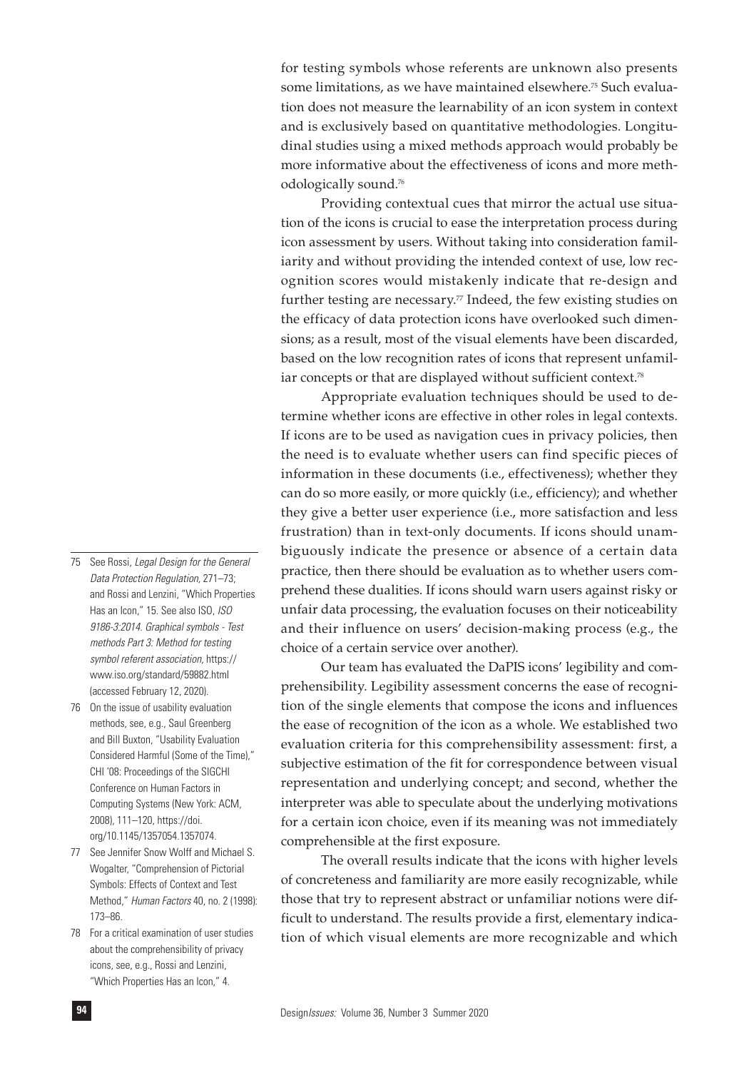for testing symbols whose referents are unknown also presents some limitations, as we have maintained elsewhere.[75] Such evaluation does not measure the learnability of an icon system in context and is exclusively based on quantitative methodologies. Longitudinal studies using a mixed methods approach would probably be more informative about the effectiveness of icons and more methodologically sound.[76]

Providing contextual cues that mirror the actual use situation of the icons is crucial to ease the interpretation process during icon assessment by users. Without taking into consideration familiarity and without providing the intended context of use, low recognition scores would mistakenly indicate that re-design and further testing are necessary.[77] Indeed, the few existing studies on the efficacy of data protection icons have overlooked such dimensions; as a result, most of the visual elements have been discarded, based on the low recognition rates of icons that represent unfamiliar concepts or that are displayed without sufficient context.[78]

Appropriate evaluation techniques should be used to determine whether icons are effective in other roles in legal contexts. If icons are to be used as navigation cues in privacy policies, then the need is to evaluate whether users can find specific pieces of information in these documents (i.e., effectiveness); whether they can do so more easily, or more quickly (i.e., efficiency); and whether they give a better user experience (i.e., more satisfaction and less frustration) than in text-only documents. If icons should unambiguously indicate the presence or absence of a certain data practice, then there should be evaluation as to whether users comprehend these dualities. If icons should warn users against risky or unfair data processing, the evaluation focuses on their noticeability and their influence on users' decision-making process (e.g., the choice of a certain service over another).

Our team has evaluated the DaPIS icons' legibility and comprehensibility. Legibility assessment concerns the ease of recognition of the single elements that compose the icons and influences the ease of recognition of the icon as a whole. We established two evaluation criteria for this comprehensibility assessment: first, a subjective estimation of the fit for correspondence between visual representation and underlying concept; and second, whether the interpreter was able to speculate about the underlying motivations for a certain icon choice, even if its meaning was not immediately comprehensible at the first exposure.

The overall results indicate that the icons with higher levels of concreteness and familiarity are more easily recognizable, while those that try to represent abstract or unfamiliar notions were difficult to understand. The results provide a first, elementary indication of which visual elements are more recognizable and which

---

75 See Rossi, *Legal Design for the General Data Protection Regulation*, 271–73; and Rossi and Lenzini, "Which Properties Has an Icon," 15. See also ISO, *ISO 9186-3:2014. Graphical symbols - Test methods Part 3: Method for testing symbol referent association*, https://www.iso.org/standard/59882.html (accessed February 12, 2020).

76 On the issue of usability evaluation methods, see, e.g., Saul Greenberg and Bill Buxton, "Usability Evaluation Considered Harmful (Some of the Time)," CHI '08: Proceedings of the SIGCHI Conference on Human Factors in Computing Systems (New York: ACM, 2008), 111–120, https://doi.org/10.1145/1357054.1357074.

77 See Jennifer Snow Wolff and Michael S. Wogalter, "Comprehension of Pictorial Symbols: Effects of Context and Test Method," *Human Factors* 40, no. 2 (1998): 173–86.

78 For a critical examination of user studies about the comprehensibility of privacy icons, see, e.g., Rossi and Lenzini, "Which Properties Has an Icon," 4.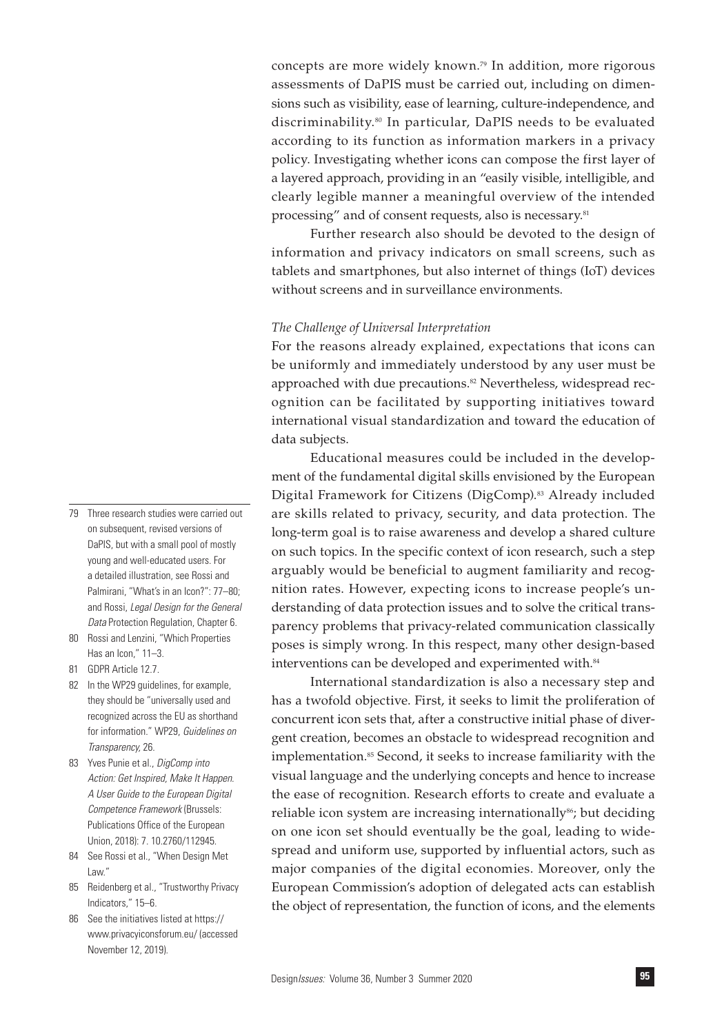concepts are more widely known.[79] In addition, more rigorous assessments of DaPIS must be carried out, including on dimensions such as visibility, ease of learning, culture-independence, and discriminability.[80] In particular, DaPIS needs to be evaluated according to its function as information markers in a privacy policy. Investigating whether icons can compose the first layer of a layered approach, providing in an "easily visible, intelligible, and clearly legible manner a meaningful overview of the intended processing" and of consent requests, also is necessary.[81]

Further research also should be devoted to the design of information and privacy indicators on small screens, such as tablets and smartphones, but also internet of things (IoT) devices without screens and in surveillance environments.

*The Challenge of Universal Interpretation*

For the reasons already explained, expectations that icons can be uniformly and immediately understood by any user must be approached with due precautions.[82] Nevertheless, widespread recognition can be facilitated by supporting initiatives toward international visual standardization and toward the education of data subjects.

Educational measures could be included in the development of the fundamental digital skills envisioned by the European Digital Framework for Citizens (DigComp).[83] Already included are skills related to privacy, security, and data protection. The long-term goal is to raise awareness and develop a shared culture on such topics. In the specific context of icon research, such a step arguably would be beneficial to augment familiarity and recognition rates. However, expecting icons to increase people's understanding of data protection issues and to solve the critical transparency problems that privacy-related communication classically poses is simply wrong. In this respect, many other design-based interventions can be developed and experimented with.[84]

International standardization is also a necessary step and has a twofold objective. First, it seeks to limit the proliferation of concurrent icon sets that, after a constructive initial phase of divergent creation, becomes an obstacle to widespread recognition and implementation.[85] Second, it seeks to increase familiarity with the visual language and the underlying concepts and hence to increase the ease of recognition. Research efforts to create and evaluate a reliable icon system are increasing internationally[86]; but deciding on one icon set should eventually be the goal, leading to widespread and uniform use, supported by influential actors, such as major companies of the digital economies. Moreover, only the European Commission's adoption of delegated acts can establish the object of representation, the function of icons, and the elements

---

79 Three research studies were carried out on subsequent, revised versions of DaPIS, but with a small pool of mostly young and well-educated users. For a detailed illustration, see Rossi and Palmirani, "What's in an Icon?": 77–80; and Rossi, *Legal Design for the General Data* Protection Regulation, Chapter 6.

80 Rossi and Lenzini, "Which Properties Has an Icon," 11–3.

81 GDPR Article 12.7.

82 In the WP29 guidelines, for example, they should be "universally used and recognized across the EU as shorthand for information." WP29, *Guidelines on Transparency*, 26.

83 Yves Punie et al., *DigComp into Action: Get Inspired, Make It Happen. A User Guide to the European Digital Competence Framework* (Brussels: Publications Office of the European Union, 2018): 7. 10.2760/112945.

84 See Rossi et al., "When Design Met Law."

85 Reidenberg et al., "Trustworthy Privacy Indicators," 15–6.

86 See the initiatives listed at https://www.privacyiconsforum.eu/ (accessed November 12, 2019).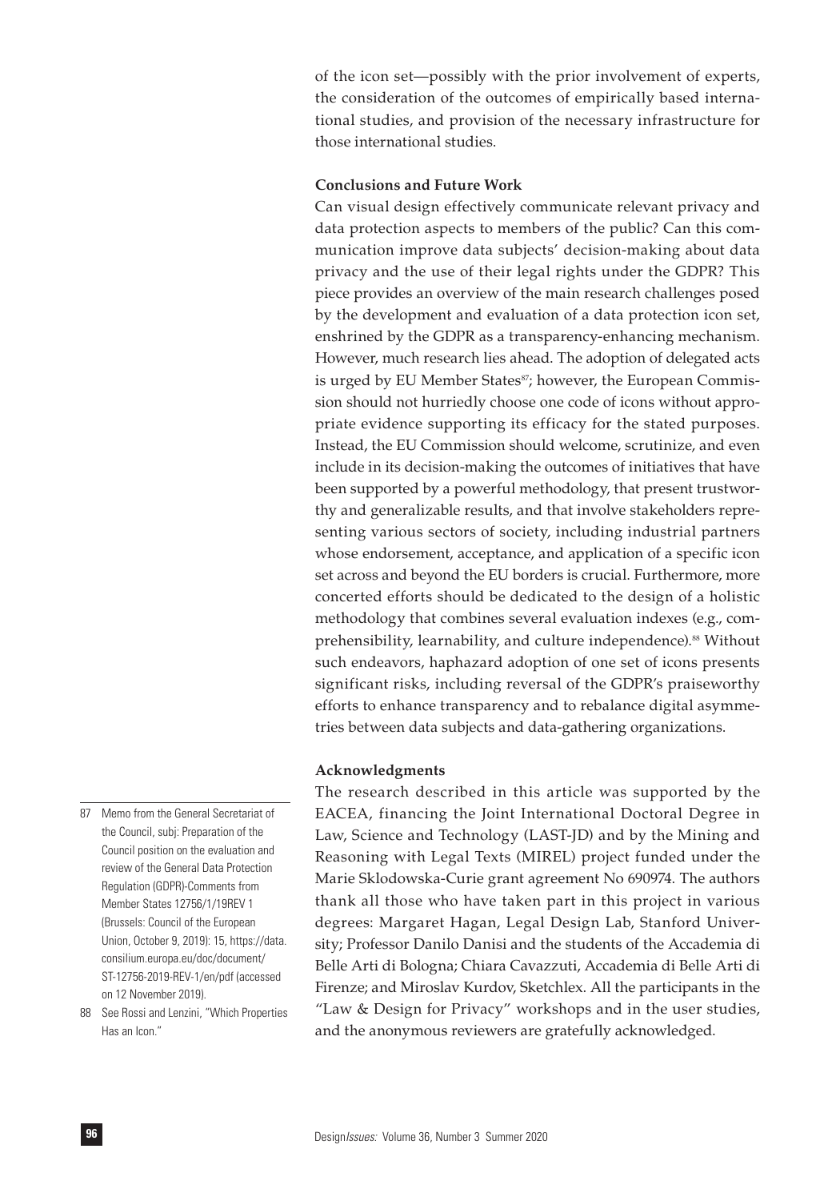of the icon set—possibly with the prior involvement of experts, the consideration of the outcomes of empirically based international studies, and provision of the necessary infrastructure for those international studies.

**Conclusions and Future Work**

Can visual design effectively communicate relevant privacy and data protection aspects to members of the public? Can this communication improve data subjects' decision-making about data privacy and the use of their legal rights under the GDPR? This piece provides an overview of the main research challenges posed by the development and evaluation of a data protection icon set, enshrined by the GDPR as a transparency-enhancing mechanism. However, much research lies ahead. The adoption of delegated acts is urged by EU Member States[87]; however, the European Commission should not hurriedly choose one code of icons without appropriate evidence supporting its efficacy for the stated purposes. Instead, the EU Commission should welcome, scrutinize, and even include in its decision-making the outcomes of initiatives that have been supported by a powerful methodology, that present trustworthy and generalizable results, and that involve stakeholders representing various sectors of society, including industrial partners whose endorsement, acceptance, and application of a specific icon set across and beyond the EU borders is crucial. Furthermore, more concerted efforts should be dedicated to the design of a holistic methodology that combines several evaluation indexes (e.g., comprehensibility, learnability, and culture independence).[88] Without such endeavors, haphazard adoption of one set of icons presents significant risks, including reversal of the GDPR's praiseworthy efforts to enhance transparency and to rebalance digital asymmetries between data subjects and data-gathering organizations.

**Acknowledgments**

The research described in this article was supported by the EACEA, financing the Joint International Doctoral Degree in Law, Science and Technology (LAST-JD) and by the Mining and Reasoning with Legal Texts (MIREL) project funded under the Marie Sklodowska-Curie grant agreement No 690974. The authors thank all those who have taken part in this project in various degrees: Margaret Hagan, Legal Design Lab, Stanford University; Professor Danilo Danisi and the students of the Accademia di Belle Arti di Bologna; Chiara Cavazzuti, Accademia di Belle Arti di Firenze; and Miroslav Kurdov, Sketchlex. All the participants in the "Law & Design for Privacy" workshops and in the user studies, and the anonymous reviewers are gratefully acknowledged.

87 Memo from the General Secretariat of the Council, subj: Preparation of the Council position on the evaluation and review of the General Data Protection Regulation (GDPR)-Comments from Member States 12756/1/19REV 1 (Brussels: Council of the European Union, October 9, 2019): 15, https://data.consilium.europa.eu/doc/document/ST-12756-2019-REV-1/en/pdf (accessed on 12 November 2019).

88 See Rossi and Lenzini, "Which Properties Has an Icon."